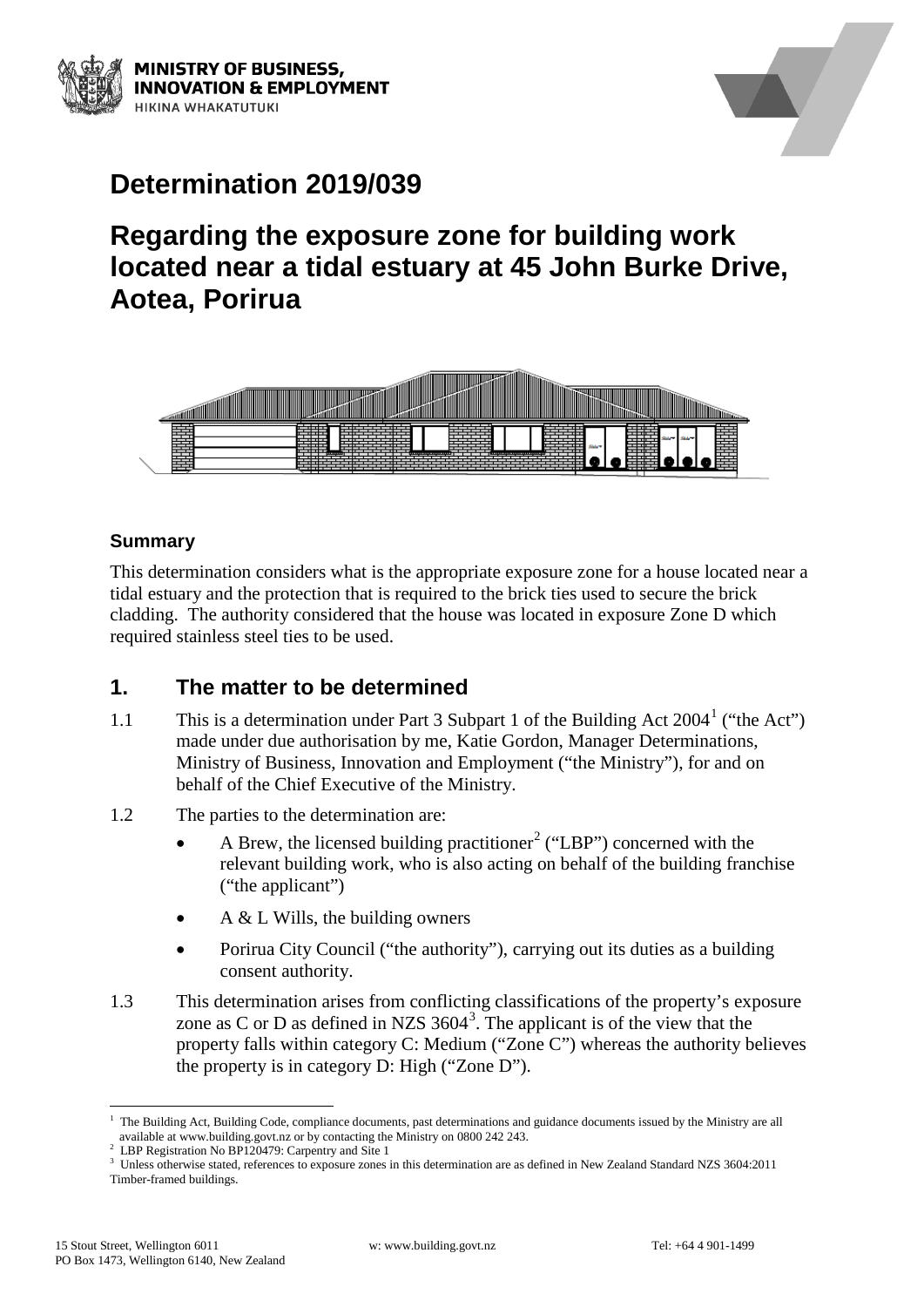MINISTRY OF BUSINESS, INNOVATION & EMPLOYMENT
HIKINA WHAKATUTUKI

# Determination 2019/039

# Regarding the exposure zone for building work located near a tidal estuary at 45 John Burke Drive, Aotea, Porirua

### Summary

This determination considers what is the appropriate exposure zone for a house located near a tidal estuary and the protection that is required to the brick ties used to secure the brick cladding. The authority considered that the house was located in exposure Zone D which required stainless steel ties to be used.

## 1. The matter to be determined

1.1 This is a determination under Part 3 Subpart 1 of the Building Act 2004[1] ("the Act") made under due authorisation by me, Katie Gordon, Manager Determinations, Ministry of Business, Innovation and Employment ("the Ministry"), for and on behalf of the Chief Executive of the Ministry.

1.2 The parties to the determination are:

- A Brew, the licensed building practitioner[2] ("LBP") concerned with the relevant building work, who is also acting on behalf of the building franchise ("the applicant")
- A & L Wills, the building owners
- Porirua City Council ("the authority"), carrying out its duties as a building consent authority.

1.3 This determination arises from conflicting classifications of the property's exposure zone as C or D as defined in NZS 3604[3]. The applicant is of the view that the property falls within category C: Medium ("Zone C") whereas the authority believes the property is in category D: High ("Zone D").

---

[1] The Building Act, Building Code, compliance documents, past determinations and guidance documents issued by the Ministry are all available at www.building.govt.nz or by contacting the Ministry on 0800 242 243.

[2] LBP Registration No BP120479: Carpentry and Site 1

[3] Unless otherwise stated, references to exposure zones in this determination are as defined in New Zealand Standard NZS 3604:2011 Timber-framed buildings.

15 Stout Street, Wellington 6011
PO Box 1473, Wellington 6140, New Zealand
w: www.building.govt.nz
Tel: +64 4 901-1499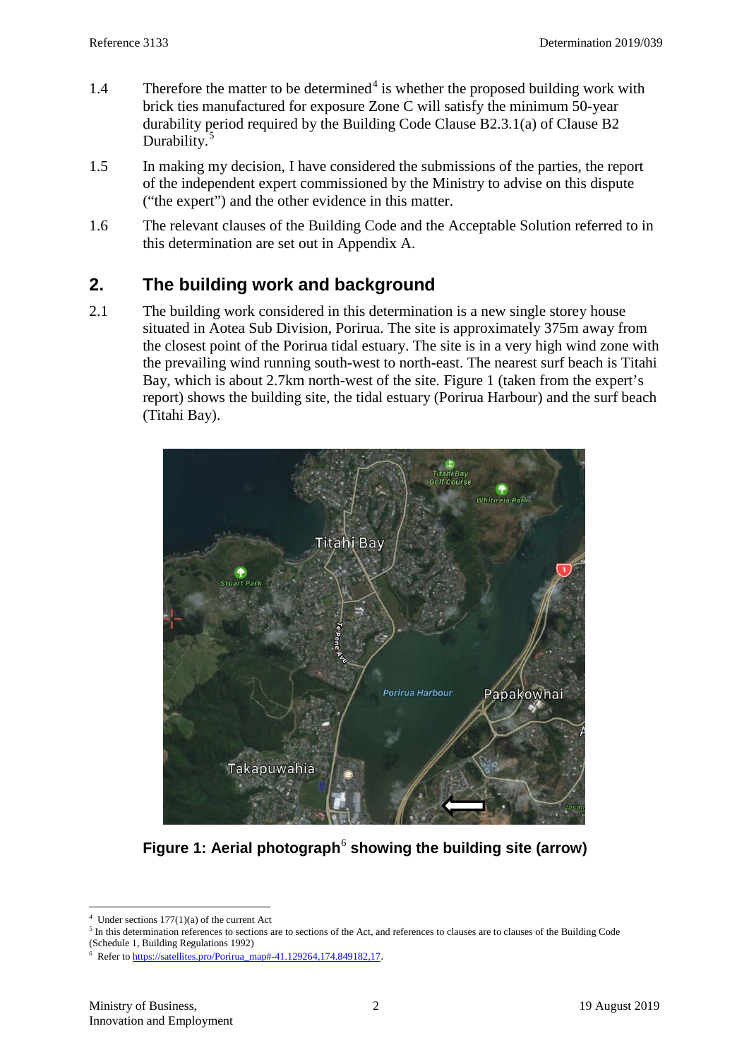1.4 Therefore the matter to be determined[4] is whether the proposed building work with brick ties manufactured for exposure Zone C will satisfy the minimum 50-year durability period required by the Building Code Clause B2.3.1(a) of Clause B2 Durability.[5]

1.5 In making my decision, I have considered the submissions of the parties, the report of the independent expert commissioned by the Ministry to advise on this dispute ("the expert") and the other evidence in this matter.

1.6 The relevant clauses of the Building Code and the Acceptable Solution referred to in this determination are set out in Appendix A.

## 2. The building work and background

2.1 The building work considered in this determination is a new single storey house situated in Aotea Sub Division, Porirua. The site is approximately 375m away from the closest point of the Porirua tidal estuary. The site is in a very high wind zone with the prevailing wind running south-west to north-east. The nearest surf beach is Titahi Bay, which is about 2.7km north-west of the site. Figure 1 (taken from the expert's report) shows the building site, the tidal estuary (Porirua Harbour) and the surf beach (Titahi Bay).

**Figure 1: Aerial photograph[6] showing the building site (arrow)**

---

[4] Under sections 177(1)(a) of the current Act

[5] In this determination references to sections are to sections of the Act, and references to clauses are to clauses of the Building Code (Schedule 1, Building Regulations 1992)

[6] Refer to https://satellites.pro/Porirua_map#-41.129264,174.849182,17.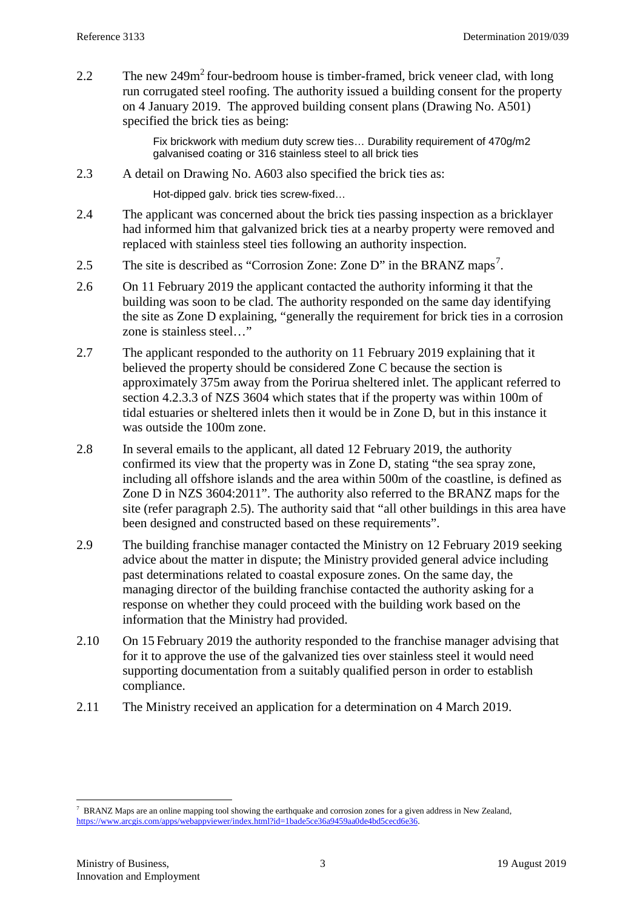2.2 The new 249m$^2$ four-bedroom house is timber-framed, brick veneer clad, with long run corrugated steel roofing. The authority issued a building consent for the property on 4 January 2019. The approved building consent plans (Drawing No. A501) specified the brick ties as being:

> Fix brickwork with medium duty screw ties… Durability requirement of 470g/m2 galvanised coating or 316 stainless steel to all brick ties

2.3 A detail on Drawing No. A603 also specified the brick ties as:

> Hot-dipped galv. brick ties screw-fixed…

2.4 The applicant was concerned about the brick ties passing inspection as a bricklayer had informed him that galvanized brick ties at a nearby property were removed and replaced with stainless steel ties following an authority inspection.

2.5 The site is described as "Corrosion Zone: Zone D" in the BRANZ maps[7].

2.6 On 11 February 2019 the applicant contacted the authority informing it that the building was soon to be clad. The authority responded on the same day identifying the site as Zone D explaining, "generally the requirement for brick ties in a corrosion zone is stainless steel…"

2.7 The applicant responded to the authority on 11 February 2019 explaining that it believed the property should be considered Zone C because the section is approximately 375m away from the Porirua sheltered inlet. The applicant referred to section 4.2.3.3 of NZS 3604 which states that if the property was within 100m of tidal estuaries or sheltered inlets then it would be in Zone D, but in this instance it was outside the 100m zone.

2.8 In several emails to the applicant, all dated 12 February 2019, the authority confirmed its view that the property was in Zone D, stating "the sea spray zone, including all offshore islands and the area within 500m of the coastline, is defined as Zone D in NZS 3604:2011". The authority also referred to the BRANZ maps for the site (refer paragraph 2.5). The authority said that "all other buildings in this area have been designed and constructed based on these requirements".

2.9 The building franchise manager contacted the Ministry on 12 February 2019 seeking advice about the matter in dispute; the Ministry provided general advice including past determinations related to coastal exposure zones. On the same day, the managing director of the building franchise contacted the authority asking for a response on whether they could proceed with the building work based on the information that the Ministry had provided.

2.10 On 15 February 2019 the authority responded to the franchise manager advising that for it to approve the use of the galvanized ties over stainless steel it would need supporting documentation from a suitably qualified person in order to establish compliance.

2.11 The Ministry received an application for a determination on 4 March 2019.

---

[7] BRANZ Maps are an online mapping tool showing the earthquake and corrosion zones for a given address in New Zealand, https://www.arcgis.com/apps/webappviewer/index.html?id=1bade5ce36a9459aa0de4bd5cecd6e36.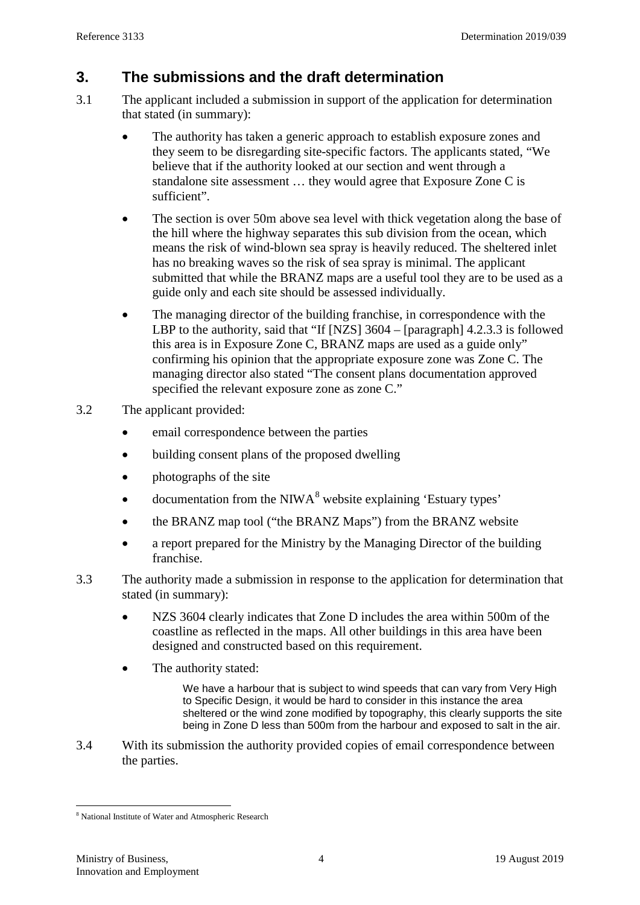## 3. The submissions and the draft determination

3.1 The applicant included a submission in support of the application for determination that stated (in summary):

- The authority has taken a generic approach to establish exposure zones and they seem to be disregarding site-specific factors. The applicants stated, "We believe that if the authority looked at our section and went through a standalone site assessment … they would agree that Exposure Zone C is sufficient".
- The section is over 50m above sea level with thick vegetation along the base of the hill where the highway separates this sub division from the ocean, which means the risk of wind-blown sea spray is heavily reduced. The sheltered inlet has no breaking waves so the risk of sea spray is minimal. The applicant submitted that while the BRANZ maps are a useful tool they are to be used as a guide only and each site should be assessed individually.
- The managing director of the building franchise, in correspondence with the LBP to the authority, said that "If [NZS] 3604 – [paragraph] 4.2.3.3 is followed this area is in Exposure Zone C, BRANZ maps are used as a guide only" confirming his opinion that the appropriate exposure zone was Zone C. The managing director also stated "The consent plans documentation approved specified the relevant exposure zone as zone C."

3.2 The applicant provided:

- email correspondence between the parties
- building consent plans of the proposed dwelling
- photographs of the site
- documentation from the NIWA[8] website explaining 'Estuary types'
- the BRANZ map tool ("the BRANZ Maps") from the BRANZ website
- a report prepared for the Ministry by the Managing Director of the building franchise.

3.3 The authority made a submission in response to the application for determination that stated (in summary):

- NZS 3604 clearly indicates that Zone D includes the area within 500m of the coastline as reflected in the maps. All other buildings in this area have been designed and constructed based on this requirement.
- The authority stated:

  > We have a harbour that is subject to wind speeds that can vary from Very High to Specific Design, it would be hard to consider in this instance the area sheltered or the wind zone modified by topography, this clearly supports the site being in Zone D less than 500m from the harbour and exposed to salt in the air.

3.4 With its submission the authority provided copies of email correspondence between the parties.

---

[8] National Institute of Water and Atmospheric Research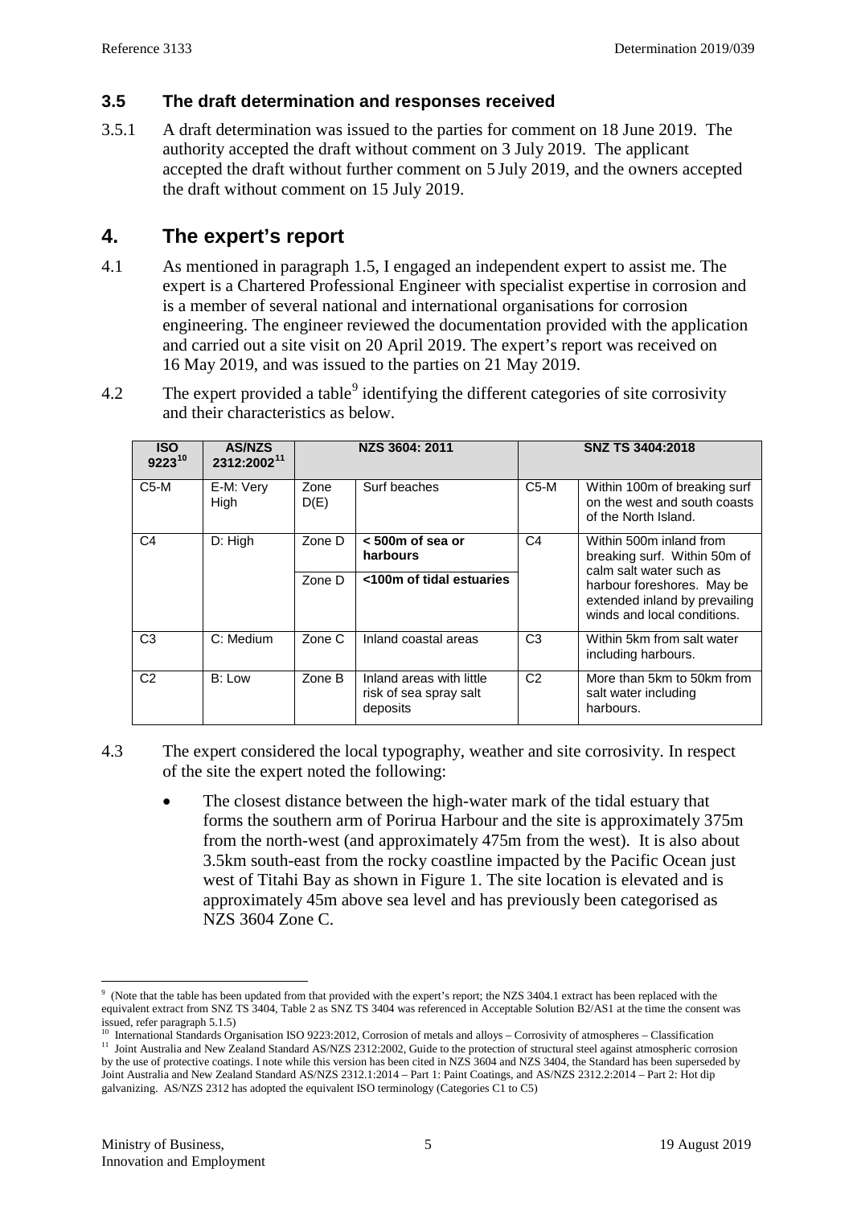### 3.5 The draft determination and responses received

3.5.1 A draft determination was issued to the parties for comment on 18 June 2019. The authority accepted the draft without comment on 3 July 2019. The applicant accepted the draft without further comment on 5 July 2019, and the owners accepted the draft without comment on 15 July 2019.

## 4. The expert's report

4.1 As mentioned in paragraph 1.5, I engaged an independent expert to assist me. The expert is a Chartered Professional Engineer with specialist expertise in corrosion and is a member of several national and international organisations for corrosion engineering. The engineer reviewed the documentation provided with the application and carried out a site visit on 20 April 2019. The expert's report was received on 16 May 2019, and was issued to the parties on 21 May 2019.

4.2 The expert provided a table[9] identifying the different categories of site corrosivity and their characteristics as below.

| ISO 9223[10] | AS/NZS 2312:2002[11] | NZS 3604: 2011 | | SNZ TS 3404:2018 | |
|---|---|---|---|---|---|
| C5-M | E-M: Very High | Zone D(E) | Surf beaches | C5-M | Within 100m of breaking surf on the west and south coasts of the North Island. |
| C4 | D: High | Zone D | **< 500m of sea or harbours** | C4 | Within 500m inland from breaking surf. Within 50m of calm salt water such as harbour foreshores. May be extended inland by prevailing winds and local conditions. |
| | | Zone D | **<100m of tidal estuaries** | | |
| C3 | C: Medium | Zone C | Inland coastal areas | C3 | Within 5km from salt water including harbours. |
| C2 | B: Low | Zone B | Inland areas with little risk of sea spray salt deposits | C2 | More than 5km to 50km from salt water including harbours. |

4.3 The expert considered the local typography, weather and site corrosivity. In respect of the site the expert noted the following:

- The closest distance between the high-water mark of the tidal estuary that forms the southern arm of Porirua Harbour and the site is approximately 375m from the north-west (and approximately 475m from the west). It is also about 3.5km south-east from the rocky coastline impacted by the Pacific Ocean just west of Titahi Bay as shown in Figure 1. The site location is elevated and is approximately 45m above sea level and has previously been categorised as NZS 3604 Zone C.

---

[9] (Note that the table has been updated from that provided with the expert's report; the NZS 3404.1 extract has been replaced with the equivalent extract from SNZ TS 3404, Table 2 as SNZ TS 3404 was referenced in Acceptable Solution B2/AS1 at the time the consent was issued, refer paragraph 5.1.5)

[10] International Standards Organisation ISO 9223:2012, Corrosion of metals and alloys – Corrosivity of atmospheres – Classification

[11] Joint Australia and New Zealand Standard AS/NZS 2312:2002, Guide to the protection of structural steel against atmospheric corrosion by the use of protective coatings. I note while this version has been cited in NZS 3604 and NZS 3404, the Standard has been superseded by Joint Australia and New Zealand Standard AS/NZS 2312.1:2014 – Part 1: Paint Coatings, and AS/NZS 2312.2:2014 – Part 2: Hot dip galvanizing. AS/NZS 2312 has adopted the equivalent ISO terminology (Categories C1 to C5)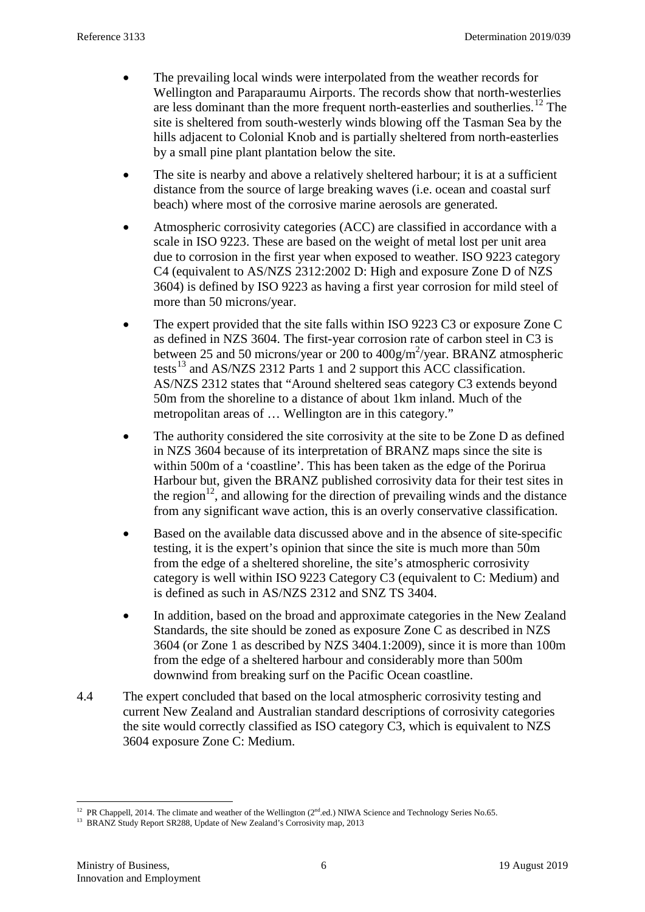- The prevailing local winds were interpolated from the weather records for Wellington and Paraparaumu Airports. The records show that north-westerlies are less dominant than the more frequent north-easterlies and southerlies.[12] The site is sheltered from south-westerly winds blowing off the Tasman Sea by the hills adjacent to Colonial Knob and is partially sheltered from north-easterlies by a small pine plant plantation below the site.
- The site is nearby and above a relatively sheltered harbour; it is at a sufficient distance from the source of large breaking waves (i.e. ocean and coastal surf beach) where most of the corrosive marine aerosols are generated.
- Atmospheric corrosivity categories (ACC) are classified in accordance with a scale in ISO 9223. These are based on the weight of metal lost per unit area due to corrosion in the first year when exposed to weather. ISO 9223 category C4 (equivalent to AS/NZS 2312:2002 D: High and exposure Zone D of NZS 3604) is defined by ISO 9223 as having a first year corrosion for mild steel of more than 50 microns/year.
- The expert provided that the site falls within ISO 9223 C3 or exposure Zone C as defined in NZS 3604. The first-year corrosion rate of carbon steel in C3 is between 25 and 50 microns/year or 200 to 400g/m$^2$/year. BRANZ atmospheric tests[13] and AS/NZS 2312 Parts 1 and 2 support this ACC classification. AS/NZS 2312 states that "Around sheltered seas category C3 extends beyond 50m from the shoreline to a distance of about 1km inland. Much of the metropolitan areas of … Wellington are in this category."
- The authority considered the site corrosivity at the site to be Zone D as defined in NZS 3604 because of its interpretation of BRANZ maps since the site is within 500m of a 'coastline'. This has been taken as the edge of the Porirua Harbour but, given the BRANZ published corrosivity data for their test sites in the region[12], and allowing for the direction of prevailing winds and the distance from any significant wave action, this is an overly conservative classification.
- Based on the available data discussed above and in the absence of site-specific testing, it is the expert's opinion that since the site is much more than 50m from the edge of a sheltered shoreline, the site's atmospheric corrosivity category is well within ISO 9223 Category C3 (equivalent to C: Medium) and is defined as such in AS/NZS 2312 and SNZ TS 3404.
- In addition, based on the broad and approximate categories in the New Zealand Standards, the site should be zoned as exposure Zone C as described in NZS 3604 (or Zone 1 as described by NZS 3404.1:2009), since it is more than 100m from the edge of a sheltered harbour and considerably more than 500m downwind from breaking surf on the Pacific Ocean coastline.

4.4 The expert concluded that based on the local atmospheric corrosivity testing and current New Zealand and Australian standard descriptions of corrosivity categories the site would correctly classified as ISO category C3, which is equivalent to NZS 3604 exposure Zone C: Medium.

---

[12] PR Chappell, 2014. The climate and weather of the Wellington (2nd.ed.) NIWA Science and Technology Series No.65.

[13] BRANZ Study Report SR288, Update of New Zealand's Corrosivity map, 2013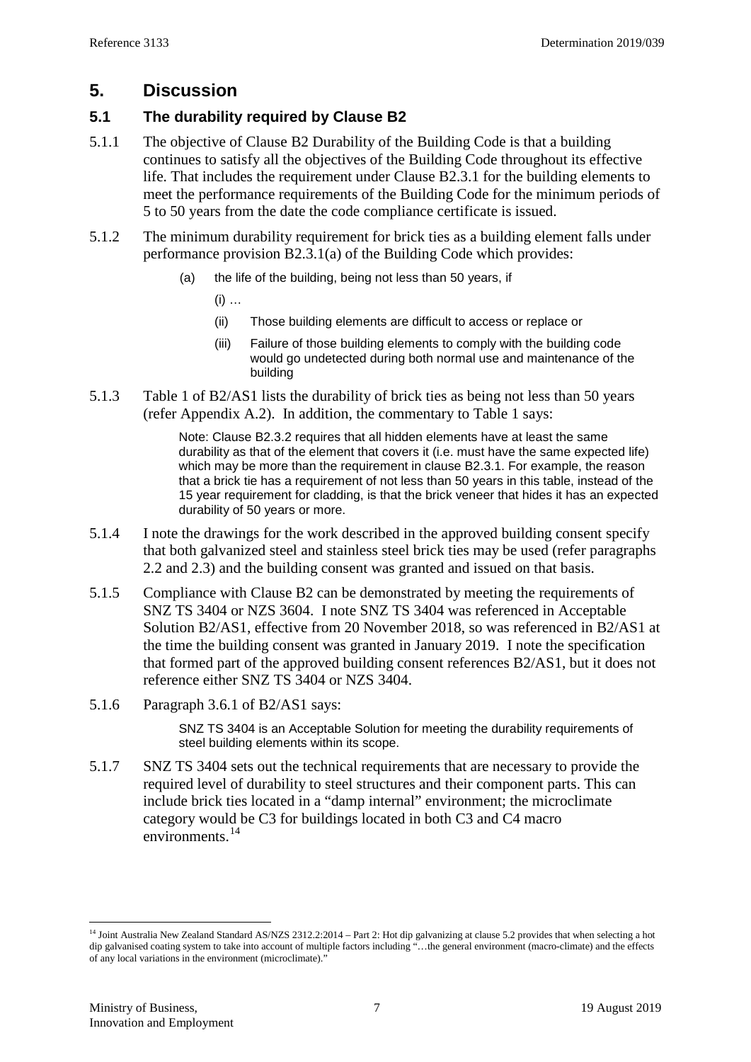## 5. Discussion

### 5.1 The durability required by Clause B2

5.1.1 The objective of Clause B2 Durability of the Building Code is that a building continues to satisfy all the objectives of the Building Code throughout its effective life. That includes the requirement under Clause B2.3.1 for the building elements to meet the performance requirements of the Building Code for the minimum periods of 5 to 50 years from the date the code compliance certificate is issued.

5.1.2 The minimum durability requirement for brick ties as a building element falls under performance provision B2.3.1(a) of the Building Code which provides:

> (a) the life of the building, being not less than 50 years, if
>
> (i) …
>
> (ii) Those building elements are difficult to access or replace or
>
> (iii) Failure of those building elements to comply with the building code would go undetected during both normal use and maintenance of the building

5.1.3 Table 1 of B2/AS1 lists the durability of brick ties as being not less than 50 years (refer Appendix A.2). In addition, the commentary to Table 1 says:

> Note: Clause B2.3.2 requires that all hidden elements have at least the same durability as that of the element that covers it (i.e. must have the same expected life) which may be more than the requirement in clause B2.3.1. For example, the reason that a brick tie has a requirement of not less than 50 years in this table, instead of the 15 year requirement for cladding, is that the brick veneer that hides it has an expected durability of 50 years or more.

5.1.4 I note the drawings for the work described in the approved building consent specify that both galvanized steel and stainless steel brick ties may be used (refer paragraphs 2.2 and 2.3) and the building consent was granted and issued on that basis.

5.1.5 Compliance with Clause B2 can be demonstrated by meeting the requirements of SNZ TS 3404 or NZS 3604. I note SNZ TS 3404 was referenced in Acceptable Solution B2/AS1, effective from 20 November 2018, so was referenced in B2/AS1 at the time the building consent was granted in January 2019. I note the specification that formed part of the approved building consent references B2/AS1, but it does not reference either SNZ TS 3404 or NZS 3404.

5.1.6 Paragraph 3.6.1 of B2/AS1 says:

> SNZ TS 3404 is an Acceptable Solution for meeting the durability requirements of steel building elements within its scope.

5.1.7 SNZ TS 3404 sets out the technical requirements that are necessary to provide the required level of durability to steel structures and their component parts. This can include brick ties located in a "damp internal" environment; the microclimate category would be C3 for buildings located in both C3 and C4 macro environments.[14]

---

[14] Joint Australia New Zealand Standard AS/NZS 2312.2:2014 – Part 2: Hot dip galvanizing at clause 5.2 provides that when selecting a hot dip galvanised coating system to take into account of multiple factors including "…the general environment (macro-climate) and the effects of any local variations in the environment (microclimate)."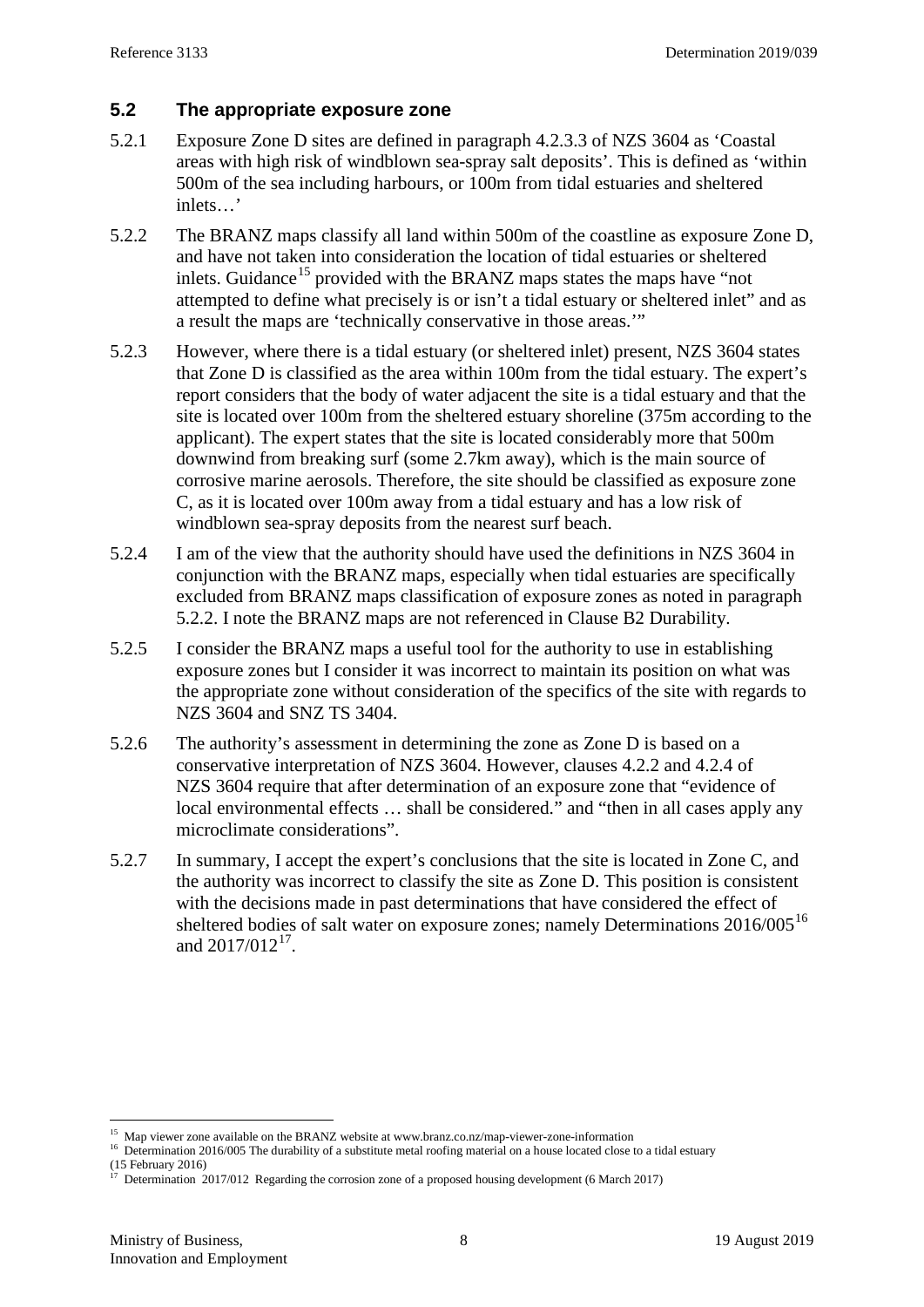## 5.2 The appropriate exposure zone

5.2.1 Exposure Zone D sites are defined in paragraph 4.2.3.3 of NZS 3604 as 'Coastal areas with high risk of windblown sea-spray salt deposits'. This is defined as 'within 500m of the sea including harbours, or 100m from tidal estuaries and sheltered inlets…'

5.2.2 The BRANZ maps classify all land within 500m of the coastline as exposure Zone D, and have not taken into consideration the location of tidal estuaries or sheltered inlets. Guidance[15] provided with the BRANZ maps states the maps have "not attempted to define what precisely is or isn't a tidal estuary or sheltered inlet" and as a result the maps are 'technically conservative in those areas.'"

5.2.3 However, where there is a tidal estuary (or sheltered inlet) present, NZS 3604 states that Zone D is classified as the area within 100m from the tidal estuary. The expert's report considers that the body of water adjacent the site is a tidal estuary and that the site is located over 100m from the sheltered estuary shoreline (375m according to the applicant). The expert states that the site is located considerably more that 500m downwind from breaking surf (some 2.7km away), which is the main source of corrosive marine aerosols. Therefore, the site should be classified as exposure zone C, as it is located over 100m away from a tidal estuary and has a low risk of windblown sea-spray deposits from the nearest surf beach.

5.2.4 I am of the view that the authority should have used the definitions in NZS 3604 in conjunction with the BRANZ maps, especially when tidal estuaries are specifically excluded from BRANZ maps classification of exposure zones as noted in paragraph 5.2.2. I note the BRANZ maps are not referenced in Clause B2 Durability.

5.2.5 I consider the BRANZ maps a useful tool for the authority to use in establishing exposure zones but I consider it was incorrect to maintain its position on what was the appropriate zone without consideration of the specifics of the site with regards to NZS 3604 and SNZ TS 3404.

5.2.6 The authority's assessment in determining the zone as Zone D is based on a conservative interpretation of NZS 3604. However, clauses 4.2.2 and 4.2.4 of NZS 3604 require that after determination of an exposure zone that "evidence of local environmental effects … shall be considered." and "then in all cases apply any microclimate considerations".

5.2.7 In summary, I accept the expert's conclusions that the site is located in Zone C, and the authority was incorrect to classify the site as Zone D. This position is consistent with the decisions made in past determinations that have considered the effect of sheltered bodies of salt water on exposure zones; namely Determinations 2016/005[16] and 2017/012[17].

---

[15] Map viewer zone available on the BRANZ website at www.branz.co.nz/map-viewer-zone-information

[16] Determination 2016/005 The durability of a substitute metal roofing material on a house located close to a tidal estuary (15 February 2016)

[17] Determination 2017/012 Regarding the corrosion zone of a proposed housing development (6 March 2017)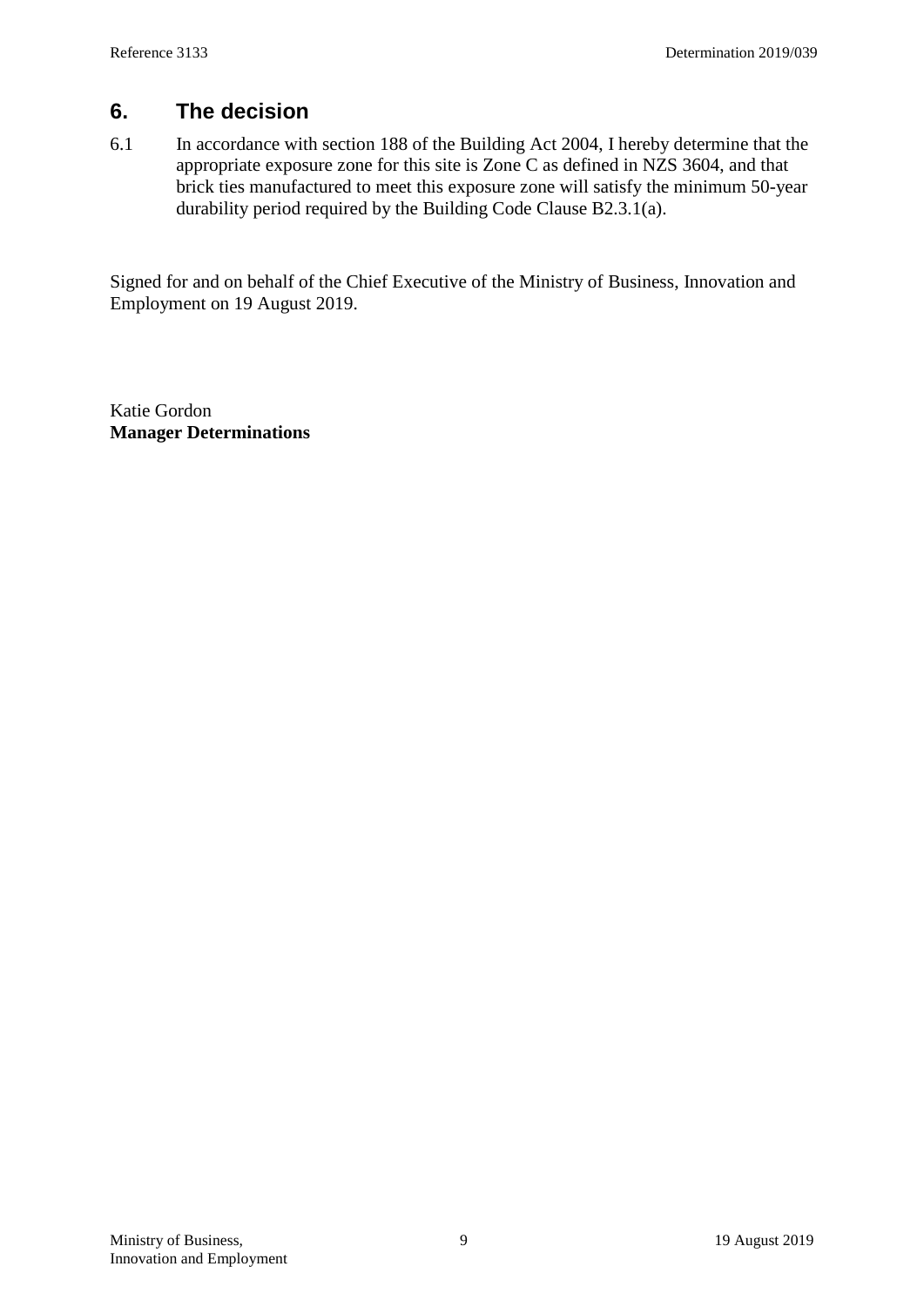## 6. The decision

6.1 In accordance with section 188 of the Building Act 2004, I hereby determine that the appropriate exposure zone for this site is Zone C as defined in NZS 3604, and that brick ties manufactured to meet this exposure zone will satisfy the minimum 50-year durability period required by the Building Code Clause B2.3.1(a).

Signed for and on behalf of the Chief Executive of the Ministry of Business, Innovation and Employment on 19 August 2019.

Katie Gordon
**Manager Determinations**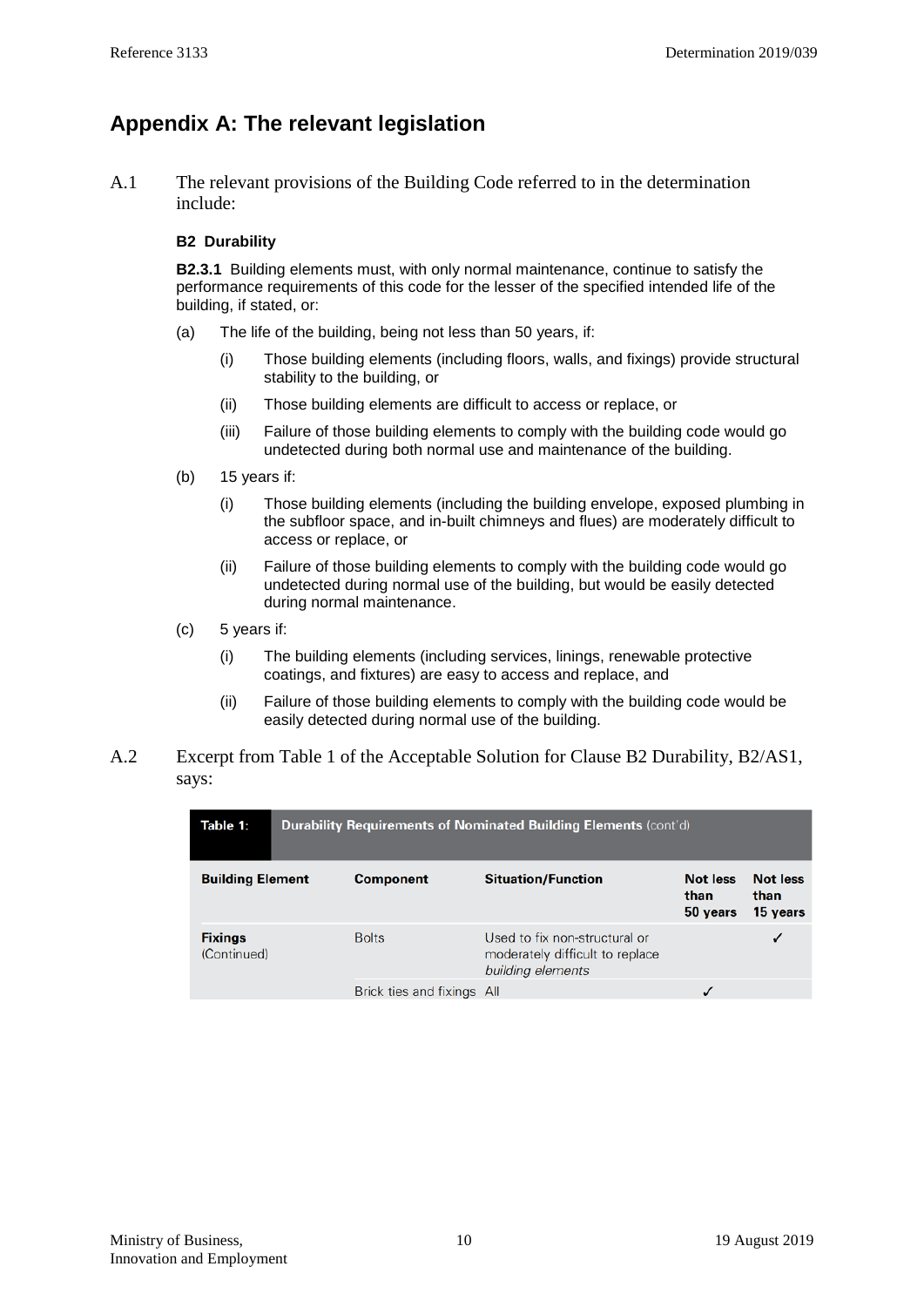## Appendix A: The relevant legislation

A.1 The relevant provisions of the Building Code referred to in the determination include:

**B2 Durability**

**B2.3.1** Building elements must, with only normal maintenance, continue to satisfy the performance requirements of this code for the lesser of the specified intended life of the building, if stated, or:

(a) The life of the building, being not less than 50 years, if:

(i) Those building elements (including floors, walls, and fixings) provide structural stability to the building, or

(ii) Those building elements are difficult to access or replace, or

(iii) Failure of those building elements to comply with the building code would go undetected during both normal use and maintenance of the building.

(b) 15 years if:

(i) Those building elements (including the building envelope, exposed plumbing in the subfloor space, and in-built chimneys and flues) are moderately difficult to access or replace, or

(ii) Failure of those building elements to comply with the building code would go undetected during normal use of the building, but would be easily detected during normal maintenance.

(c) 5 years if:

(i) The building elements (including services, linings, renewable protective coatings, and fixtures) are easy to access and replace, and

(ii) Failure of those building elements to comply with the building code would be easily detected during normal use of the building.

A.2 Excerpt from Table 1 of the Acceptable Solution for Clause B2 Durability, B2/AS1, says:

**Table 1: Durability Requirements of Nominated Building Elements** (cont'd)

| Building Element | Component | Situation/Function | Not less than 50 years | Not less than 15 years |
|---|---|---|---|---|
| **Fixings** (Continued) | Bolts | Used to fix non-structural or moderately difficult to replace *building elements* | | ✓ |
| | Brick ties and fixings | All | ✓ | |